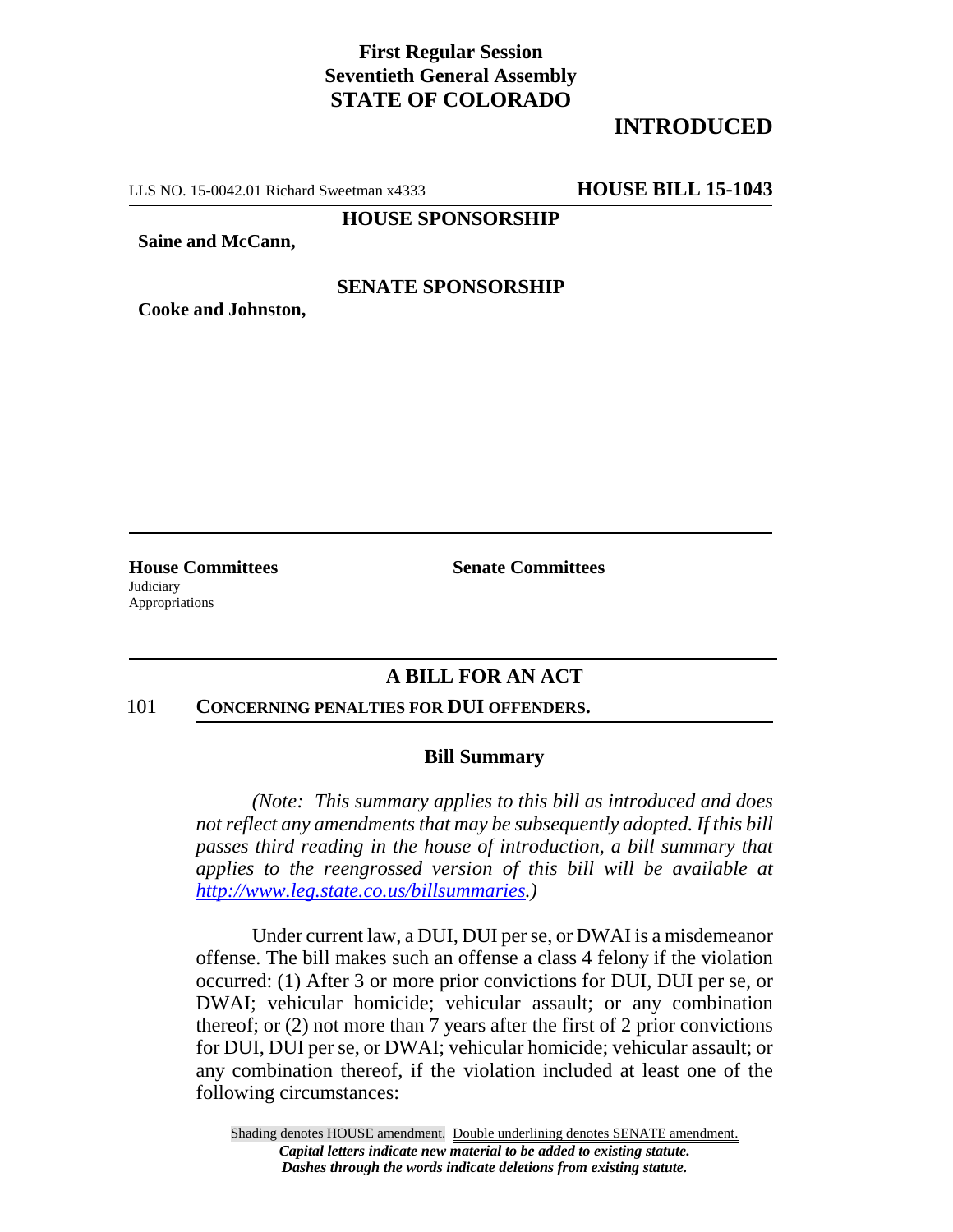**First Regular Session**
**Seventieth General Assembly**
**STATE OF COLORADO**

# INTRODUCTED

LLS NO. 15-0042.01 Richard Sweetman x4333 **HOUSE BILL 15-1043**

**HOUSE SPONSORSHIP**

**Saine and McCann,**

**SENATE SPONSORSHIP**

**Cooke and Johnston,**

---

**House Committees**
Judiciary
Appropriations

**Senate Committees**

---

## A BILL FOR AN ACT

101 **CONCERNING PENALTIES FOR DUI OFFENDERS.**

### Bill Summary

*(Note: This summary applies to this bill as introduced and does not reflect any amendments that may be subsequently adopted. If this bill passes third reading in the house of introduction, a bill summary that applies to the reengrossed version of this bill will be available at http://www.leg.state.co.us/billsummaries.)*

Under current law, a DUI, DUI per se, or DWAI is a misdemeanor offense. The bill makes such an offense a class 4 felony if the violation occurred: (1) After 3 or more prior convictions for DUI, DUI per se, or DWAI; vehicular homicide; vehicular assault; or any combination thereof; or (2) not more than 7 years after the first of 2 prior convictions for DUI, DUI per se, or DWAI; vehicular homicide; vehicular assault; or any combination thereof, if the violation included at least one of the following circumstances:

Shading denotes HOUSE amendment. Double underlining denotes SENATE amendment.
***Capital letters indicate new material to be added to existing statute.***
***Dashes through the words indicate deletions from existing statute.***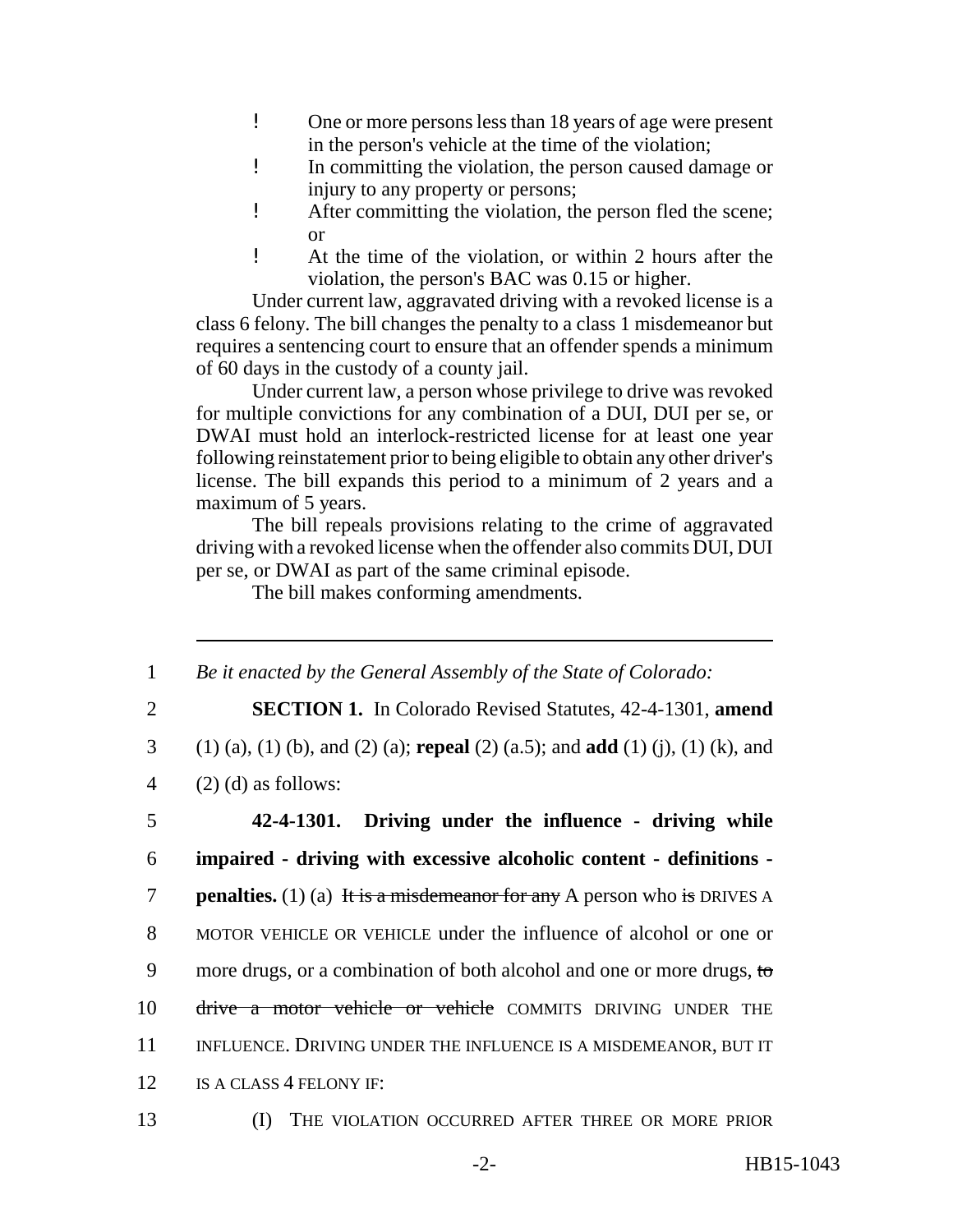- One or more persons less than 18 years of age were present in the person's vehicle at the time of the violation;
- In committing the violation, the person caused damage or injury to any property or persons;
- After committing the violation, the person fled the scene; or
- At the time of the violation, or within 2 hours after the violation, the person's BAC was 0.15 or higher.

Under current law, aggravated driving with a revoked license is a class 6 felony. The bill changes the penalty to a class 1 misdemeanor but requires a sentencing court to ensure that an offender spends a minimum of 60 days in the custody of a county jail.

Under current law, a person whose privilege to drive was revoked for multiple convictions for any combination of a DUI, DUI per se, or DWAI must hold an interlock-restricted license for at least one year following reinstatement prior to being eligible to obtain any other driver's license. The bill expands this period to a minimum of 2 years and a maximum of 5 years.

The bill repeals provisions relating to the crime of aggravated driving with a revoked license when the offender also commits DUI, DUI per se, or DWAI as part of the same criminal episode.

The bill makes conforming amendments.

---

1 *Be it enacted by the General Assembly of the State of Colorado:*

2 **SECTION 1.** In Colorado Revised Statutes, 42-4-1301, **amend**
3 (1) (a), (1) (b), and (2) (a); **repeal** (2) (a.5); and **add** (1) (j), (1) (k), and
4 (2) (d) as follows:

5 **42-4-1301. Driving under the influence - driving while**
6 **impaired - driving with excessive alcoholic content - definitions -**
7 **penalties.** (1) (a) ~~It is a misdemeanor for any~~ A person who ~~is~~ DRIVES A
8 MOTOR VEHICLE OR VEHICLE under the influence of alcohol or one or
9 more drugs, or a combination of both alcohol and one or more drugs, ~~to~~
10 ~~drive a motor vehicle or vehicle~~ COMMITS DRIVING UNDER THE
11 INFLUENCE. DRIVING UNDER THE INFLUENCE IS A MISDEMEANOR, BUT IT
12 IS A CLASS 4 FELONY IF:

13 (I) THE VIOLATION OCCURRED AFTER THREE OR MORE PRIOR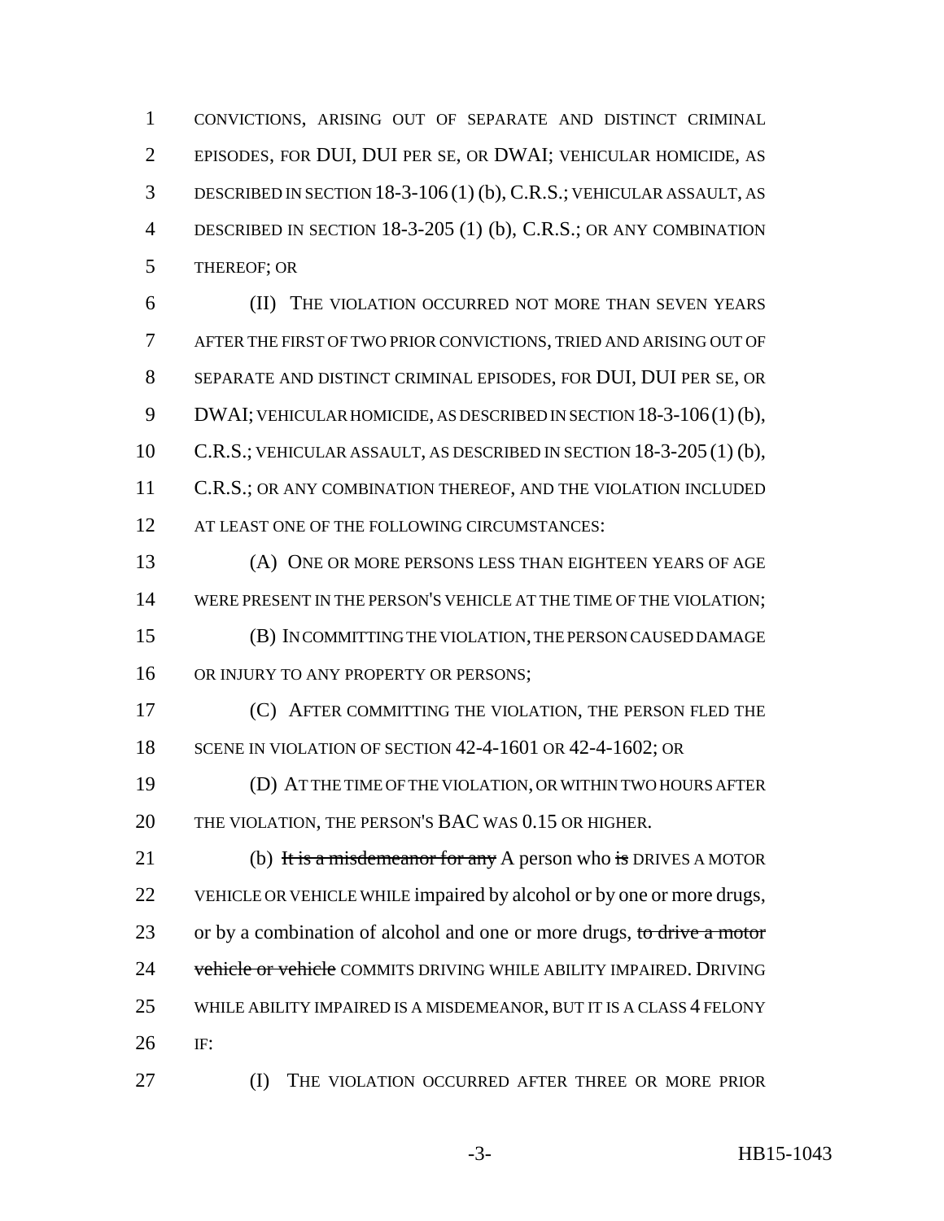CONVICTIONS, ARISING OUT OF SEPARATE AND DISTINCT CRIMINAL EPISODES, FOR DUI, DUI PER SE, OR DWAI; VEHICULAR HOMICIDE, AS DESCRIBED IN SECTION 18-3-106 (1) (b), C.R.S.; VEHICULAR ASSAULT, AS DESCRIBED IN SECTION 18-3-205 (1) (b), C.R.S.; OR ANY COMBINATION THEREOF; OR

(II) THE VIOLATION OCCURRED NOT MORE THAN SEVEN YEARS AFTER THE FIRST OF TWO PRIOR CONVICTIONS, TRIED AND ARISING OUT OF SEPARATE AND DISTINCT CRIMINAL EPISODES, FOR DUI, DUI PER SE, OR DWAI; VEHICULAR HOMICIDE, AS DESCRIBED IN SECTION 18-3-106 (1) (b), C.R.S.; VEHICULAR ASSAULT, AS DESCRIBED IN SECTION 18-3-205 (1) (b), C.R.S.; OR ANY COMBINATION THEREOF, AND THE VIOLATION INCLUDED AT LEAST ONE OF THE FOLLOWING CIRCUMSTANCES:

(A) ONE OR MORE PERSONS LESS THAN EIGHTEEN YEARS OF AGE WERE PRESENT IN THE PERSON'S VEHICLE AT THE TIME OF THE VIOLATION;

(B) IN COMMITTING THE VIOLATION, THE PERSON CAUSED DAMAGE OR INJURY TO ANY PROPERTY OR PERSONS;

(C) AFTER COMMITTING THE VIOLATION, THE PERSON FLED THE SCENE IN VIOLATION OF SECTION 42-4-1601 OR 42-4-1602; OR

(D) AT THE TIME OF THE VIOLATION, OR WITHIN TWO HOURS AFTER THE VIOLATION, THE PERSON'S BAC WAS 0.15 OR HIGHER.

(b) ~~It is a misdemeanor for any~~ A person who ~~is~~ DRIVES A MOTOR VEHICLE OR VEHICLE WHILE impaired by alcohol or by one or more drugs, or by a combination of alcohol and one or more drugs, ~~to drive a motor vehicle or vehicle~~ COMMITS DRIVING WHILE ABILITY IMPAIRED. DRIVING WHILE ABILITY IMPAIRED IS A MISDEMEANOR, BUT IT IS A CLASS 4 FELONY IF:

(I) THE VIOLATION OCCURRED AFTER THREE OR MORE PRIOR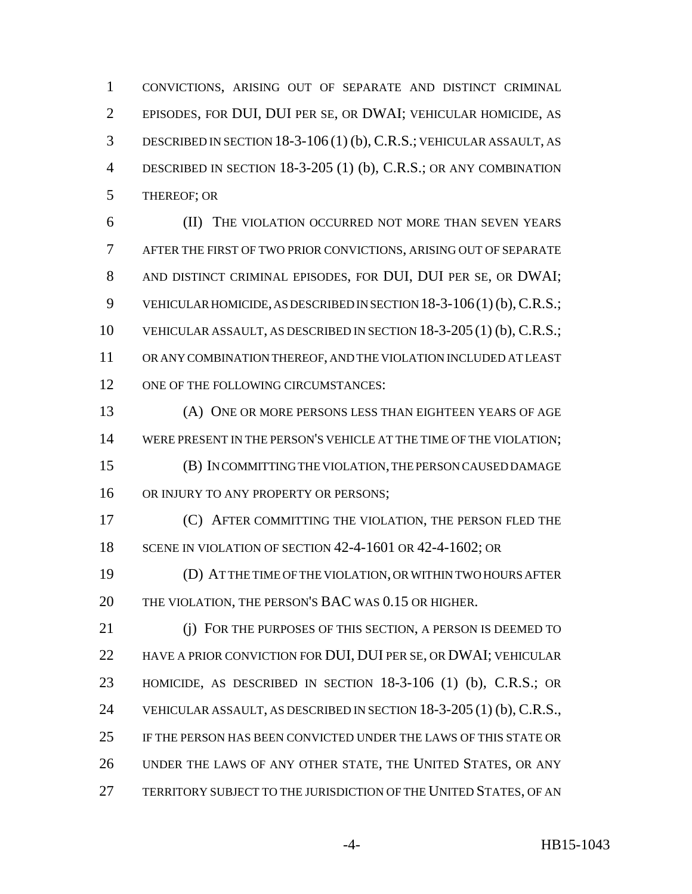CONVICTIONS, ARISING OUT OF SEPARATE AND DISTINCT CRIMINAL EPISODES, FOR DUI, DUI PER SE, OR DWAI; VEHICULAR HOMICIDE, AS DESCRIBED IN SECTION 18-3-106 (1) (b), C.R.S.; VEHICULAR ASSAULT, AS DESCRIBED IN SECTION 18-3-205 (1) (b), C.R.S.; OR ANY COMBINATION THEREOF; OR

(II) THE VIOLATION OCCURRED NOT MORE THAN SEVEN YEARS AFTER THE FIRST OF TWO PRIOR CONVICTIONS, ARISING OUT OF SEPARATE AND DISTINCT CRIMINAL EPISODES, FOR DUI, DUI PER SE, OR DWAI; VEHICULAR HOMICIDE, AS DESCRIBED IN SECTION 18-3-106 (1) (b), C.R.S.; VEHICULAR ASSAULT, AS DESCRIBED IN SECTION 18-3-205 (1) (b), C.R.S.; OR ANY COMBINATION THEREOF, AND THE VIOLATION INCLUDED AT LEAST ONE OF THE FOLLOWING CIRCUMSTANCES:

(A) ONE OR MORE PERSONS LESS THAN EIGHTEEN YEARS OF AGE WERE PRESENT IN THE PERSON'S VEHICLE AT THE TIME OF THE VIOLATION;

(B) IN COMMITTING THE VIOLATION, THE PERSON CAUSED DAMAGE OR INJURY TO ANY PROPERTY OR PERSONS;

(C) AFTER COMMITTING THE VIOLATION, THE PERSON FLED THE SCENE IN VIOLATION OF SECTION 42-4-1601 OR 42-4-1602; OR

(D) AT THE TIME OF THE VIOLATION, OR WITHIN TWO HOURS AFTER THE VIOLATION, THE PERSON'S BAC WAS 0.15 OR HIGHER.

(j) FOR THE PURPOSES OF THIS SECTION, A PERSON IS DEEMED TO HAVE A PRIOR CONVICTION FOR DUI, DUI PER SE, OR DWAI; VEHICULAR HOMICIDE, AS DESCRIBED IN SECTION 18-3-106 (1) (b), C.R.S.; OR VEHICULAR ASSAULT, AS DESCRIBED IN SECTION 18-3-205 (1) (b), C.R.S., IF THE PERSON HAS BEEN CONVICTED UNDER THE LAWS OF THIS STATE OR UNDER THE LAWS OF ANY OTHER STATE, THE UNITED STATES, OR ANY TERRITORY SUBJECT TO THE JURISDICTION OF THE UNITED STATES, OF AN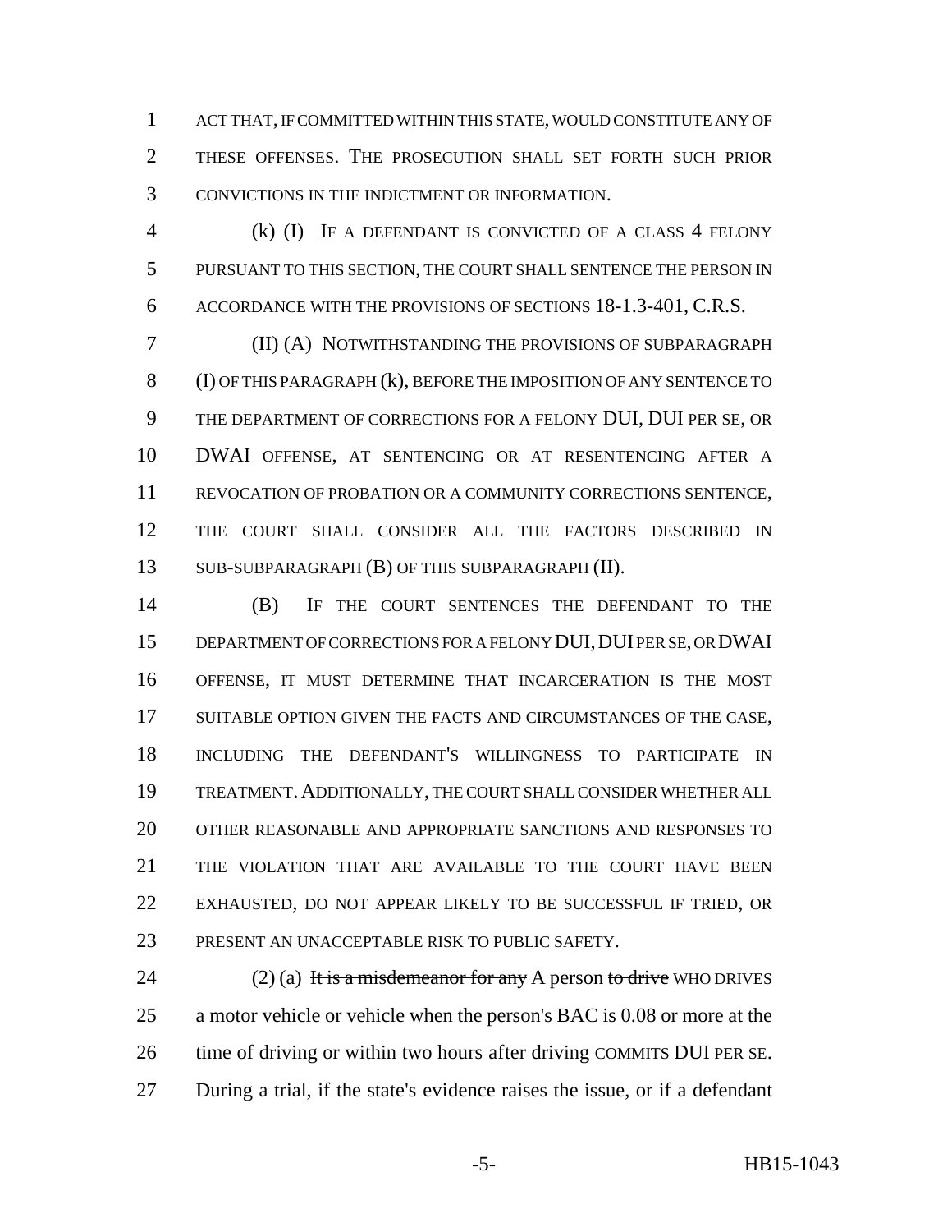ACT THAT, IF COMMITTED WITHIN THIS STATE, WOULD CONSTITUTE ANY OF THESE OFFENSES. THE PROSECUTION SHALL SET FORTH SUCH PRIOR CONVICTIONS IN THE INDICTMENT OR INFORMATION.

(k) (I) IF A DEFENDANT IS CONVICTED OF A CLASS 4 FELONY PURSUANT TO THIS SECTION, THE COURT SHALL SENTENCE THE PERSON IN ACCORDANCE WITH THE PROVISIONS OF SECTIONS 18-1.3-401, C.R.S.

(II) (A) NOTWITHSTANDING THE PROVISIONS OF SUBPARAGRAPH (I) OF THIS PARAGRAPH (k), BEFORE THE IMPOSITION OF ANY SENTENCE TO THE DEPARTMENT OF CORRECTIONS FOR A FELONY DUI, DUI PER SE, OR DWAI OFFENSE, AT SENTENCING OR AT RESENTENCING AFTER A REVOCATION OF PROBATION OR A COMMUNITY CORRECTIONS SENTENCE, THE COURT SHALL CONSIDER ALL THE FACTORS DESCRIBED IN SUB-SUBPARAGRAPH (B) OF THIS SUBPARAGRAPH (II).

(B) IF THE COURT SENTENCES THE DEFENDANT TO THE DEPARTMENT OF CORRECTIONS FOR A FELONY DUI, DUI PER SE, OR DWAI OFFENSE, IT MUST DETERMINE THAT INCARCERATION IS THE MOST SUITABLE OPTION GIVEN THE FACTS AND CIRCUMSTANCES OF THE CASE, INCLUDING THE DEFENDANT'S WILLINGNESS TO PARTICIPATE IN TREATMENT. ADDITIONALLY, THE COURT SHALL CONSIDER WHETHER ALL OTHER REASONABLE AND APPROPRIATE SANCTIONS AND RESPONSES TO THE VIOLATION THAT ARE AVAILABLE TO THE COURT HAVE BEEN EXHAUSTED, DO NOT APPEAR LIKELY TO BE SUCCESSFUL IF TRIED, OR PRESENT AN UNACCEPTABLE RISK TO PUBLIC SAFETY.

(2) (a) ~~It is a misdemeanor for any~~ A person ~~to drive~~ WHO DRIVES a motor vehicle or vehicle when the person's BAC is 0.08 or more at the time of driving or within two hours after driving COMMITS DUI PER SE. During a trial, if the state's evidence raises the issue, or if a defendant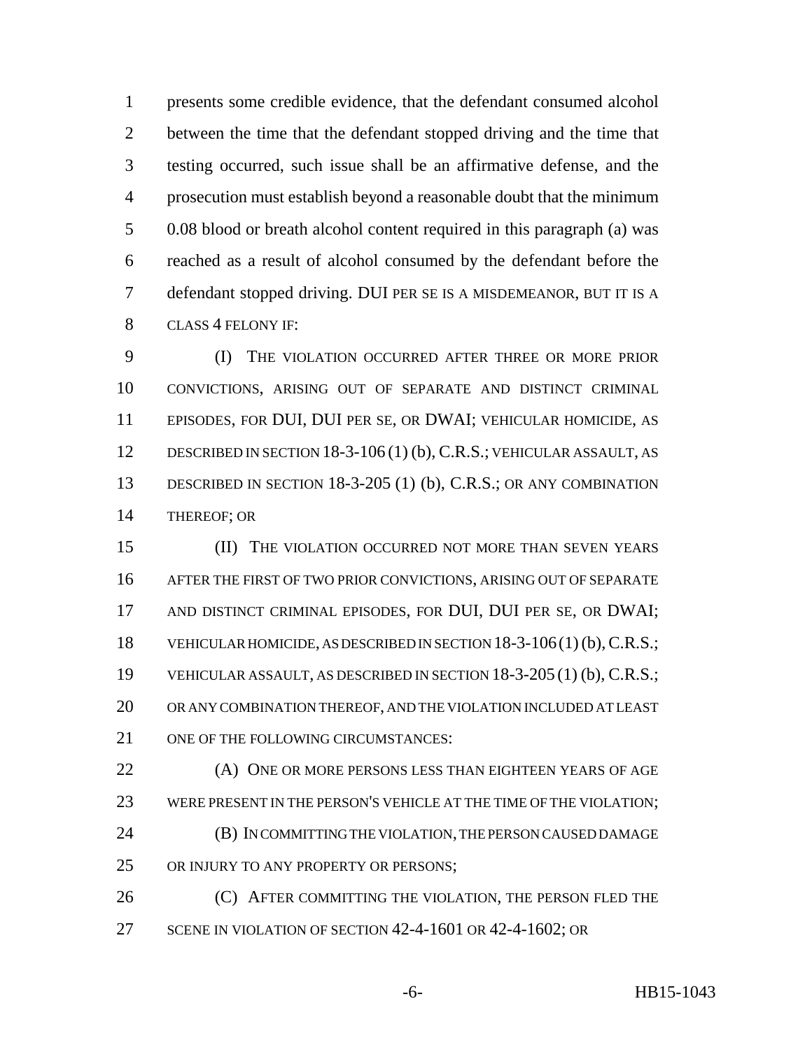presents some credible evidence, that the defendant consumed alcohol between the time that the defendant stopped driving and the time that testing occurred, such issue shall be an affirmative defense, and the prosecution must establish beyond a reasonable doubt that the minimum 0.08 blood or breath alcohol content required in this paragraph (a) was reached as a result of alcohol consumed by the defendant before the defendant stopped driving. DUI PER SE IS A MISDEMEANOR, BUT IT IS A CLASS 4 FELONY IF:

(I) THE VIOLATION OCCURRED AFTER THREE OR MORE PRIOR CONVICTIONS, ARISING OUT OF SEPARATE AND DISTINCT CRIMINAL EPISODES, FOR DUI, DUI PER SE, OR DWAI; VEHICULAR HOMICIDE, AS DESCRIBED IN SECTION 18-3-106 (1) (b), C.R.S.; VEHICULAR ASSAULT, AS DESCRIBED IN SECTION 18-3-205 (1) (b), C.R.S.; OR ANY COMBINATION THEREOF; OR

(II) THE VIOLATION OCCURRED NOT MORE THAN SEVEN YEARS AFTER THE FIRST OF TWO PRIOR CONVICTIONS, ARISING OUT OF SEPARATE AND DISTINCT CRIMINAL EPISODES, FOR DUI, DUI PER SE, OR DWAI; VEHICULAR HOMICIDE, AS DESCRIBED IN SECTION 18-3-106 (1) (b), C.R.S.; VEHICULAR ASSAULT, AS DESCRIBED IN SECTION 18-3-205 (1) (b), C.R.S.; OR ANY COMBINATION THEREOF, AND THE VIOLATION INCLUDED AT LEAST ONE OF THE FOLLOWING CIRCUMSTANCES:

(A) ONE OR MORE PERSONS LESS THAN EIGHTEEN YEARS OF AGE WERE PRESENT IN THE PERSON'S VEHICLE AT THE TIME OF THE VIOLATION;

(B) IN COMMITTING THE VIOLATION, THE PERSON CAUSED DAMAGE OR INJURY TO ANY PROPERTY OR PERSONS;

(C) AFTER COMMITTING THE VIOLATION, THE PERSON FLED THE SCENE IN VIOLATION OF SECTION 42-4-1601 OR 42-4-1602; OR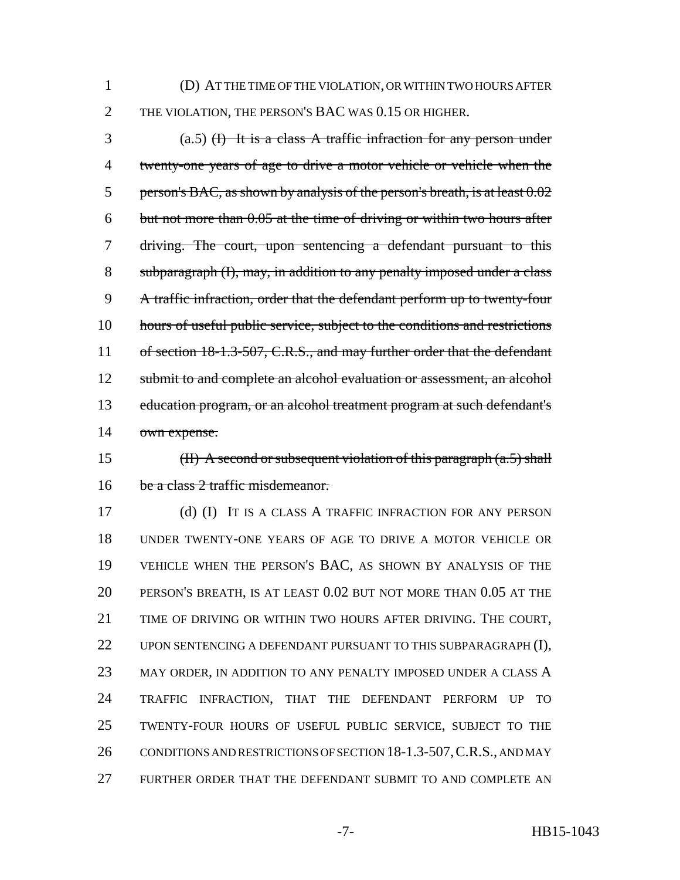(D) AT THE TIME OF THE VIOLATION, OR WITHIN TWO HOURS AFTER THE VIOLATION, THE PERSON'S BAC WAS 0.15 OR HIGHER.

(a.5) ~~(I) It is a class A traffic infraction for any person under twenty-one years of age to drive a motor vehicle or vehicle when the person's BAC, as shown by analysis of the person's breath, is at least 0.02 but not more than 0.05 at the time of driving or within two hours after driving. The court, upon sentencing a defendant pursuant to this subparagraph (I), may, in addition to any penalty imposed under a class A traffic infraction, order that the defendant perform up to twenty-four hours of useful public service, subject to the conditions and restrictions of section 18-1.3-507, C.R.S., and may further order that the defendant submit to and complete an alcohol evaluation or assessment, an alcohol education program, or an alcohol treatment program at such defendant's own expense.~~

~~(II) A second or subsequent violation of this paragraph (a.5) shall be a class 2 traffic misdemeanor.~~

(d) (I) IT IS A CLASS A TRAFFIC INFRACTION FOR ANY PERSON UNDER TWENTY-ONE YEARS OF AGE TO DRIVE A MOTOR VEHICLE OR VEHICLE WHEN THE PERSON'S BAC, AS SHOWN BY ANALYSIS OF THE PERSON'S BREATH, IS AT LEAST 0.02 BUT NOT MORE THAN 0.05 AT THE TIME OF DRIVING OR WITHIN TWO HOURS AFTER DRIVING. THE COURT, UPON SENTENCING A DEFENDANT PURSUANT TO THIS SUBPARAGRAPH (I), MAY ORDER, IN ADDITION TO ANY PENALTY IMPOSED UNDER A CLASS A TRAFFIC INFRACTION, THAT THE DEFENDANT PERFORM UP TO TWENTY-FOUR HOURS OF USEFUL PUBLIC SERVICE, SUBJECT TO THE CONDITIONS AND RESTRICTIONS OF SECTION 18-1.3-507, C.R.S., AND MAY FURTHER ORDER THAT THE DEFENDANT SUBMIT TO AND COMPLETE AN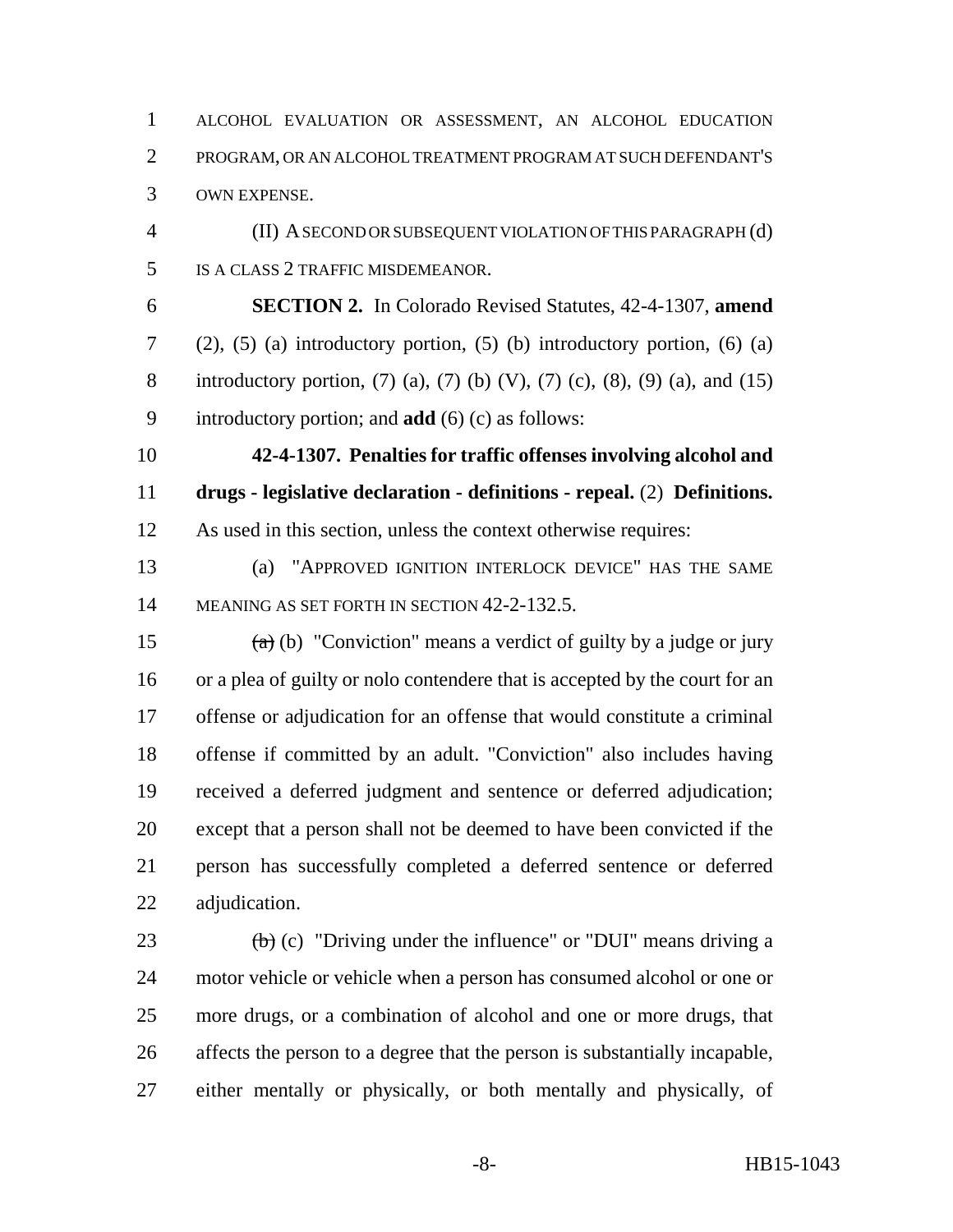ALCOHOL EVALUATION OR ASSESSMENT, AN ALCOHOL EDUCATION PROGRAM, OR AN ALCOHOL TREATMENT PROGRAM AT SUCH DEFENDANT'S OWN EXPENSE.

(II) A SECOND OR SUBSEQUENT VIOLATION OF THIS PARAGRAPH (d) IS A CLASS 2 TRAFFIC MISDEMEANOR.

**SECTION 2.** In Colorado Revised Statutes, 42-4-1307, **amend** (2), (5) (a) introductory portion, (5) (b) introductory portion, (6) (a) introductory portion, (7) (a), (7) (b) (V), (7) (c), (8), (9) (a), and (15) introductory portion; and **add** (6) (c) as follows:

**42-4-1307. Penalties for traffic offenses involving alcohol and drugs - legislative declaration - definitions - repeal.** (2) **Definitions.** As used in this section, unless the context otherwise requires:

(a) "APPROVED IGNITION INTERLOCK DEVICE" HAS THE SAME MEANING AS SET FORTH IN SECTION 42-2-132.5.

~~(a)~~ (b) "Conviction" means a verdict of guilty by a judge or jury or a plea of guilty or nolo contendere that is accepted by the court for an offense or adjudication for an offense that would constitute a criminal offense if committed by an adult. "Conviction" also includes having received a deferred judgment and sentence or deferred adjudication; except that a person shall not be deemed to have been convicted if the person has successfully completed a deferred sentence or deferred adjudication.

~~(b)~~ (c) "Driving under the influence" or "DUI" means driving a motor vehicle or vehicle when a person has consumed alcohol or one or more drugs, or a combination of alcohol and one or more drugs, that affects the person to a degree that the person is substantially incapable, either mentally or physically, or both mentally and physically, of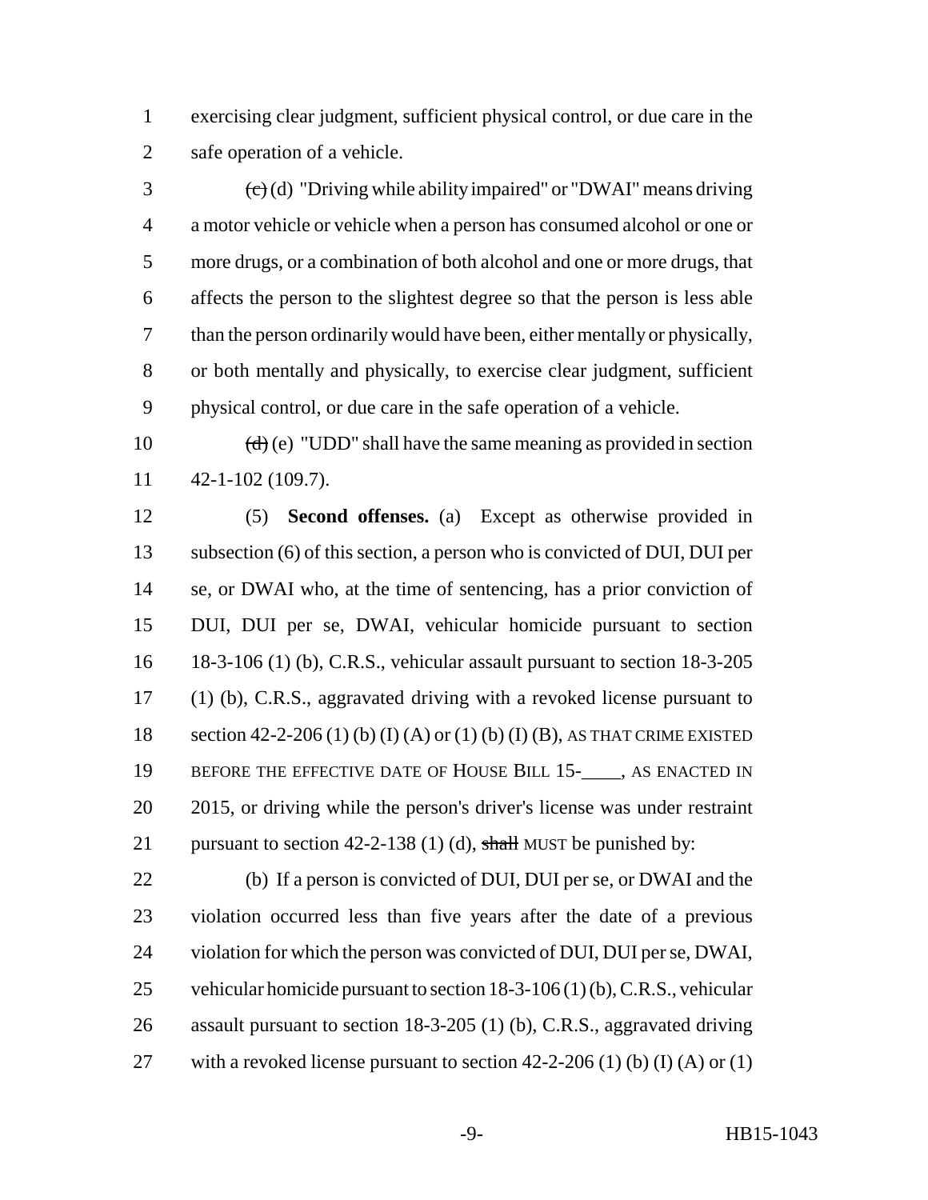exercising clear judgment, sufficient physical control, or due care in the safe operation of a vehicle.

~~(c)~~ (d) "Driving while ability impaired" or "DWAI" means driving a motor vehicle or vehicle when a person has consumed alcohol or one or more drugs, or a combination of both alcohol and one or more drugs, that affects the person to the slightest degree so that the person is less able than the person ordinarily would have been, either mentally or physically, or both mentally and physically, to exercise clear judgment, sufficient physical control, or due care in the safe operation of a vehicle.

~~(d)~~ (e) "UDD" shall have the same meaning as provided in section 42-1-102 (109.7).

(5) **Second offenses.** (a) Except as otherwise provided in subsection (6) of this section, a person who is convicted of DUI, DUI per se, or DWAI who, at the time of sentencing, has a prior conviction of DUI, DUI per se, DWAI, vehicular homicide pursuant to section 18-3-106 (1) (b), C.R.S., vehicular assault pursuant to section 18-3-205 (1) (b), C.R.S., aggravated driving with a revoked license pursuant to section 42-2-206 (1) (b) (I) (A) or (1) (b) (I) (B), AS THAT CRIME EXISTED BEFORE THE EFFECTIVE DATE OF HOUSE BILL 15-____, AS ENACTED IN 2015, or driving while the person's driver's license was under restraint pursuant to section 42-2-138 (1) (d), ~~shall~~ MUST be punished by:

(b) If a person is convicted of DUI, DUI per se, or DWAI and the violation occurred less than five years after the date of a previous violation for which the person was convicted of DUI, DUI per se, DWAI, vehicular homicide pursuant to section 18-3-106 (1) (b), C.R.S., vehicular assault pursuant to section 18-3-205 (1) (b), C.R.S., aggravated driving with a revoked license pursuant to section 42-2-206 (1) (b) (I) (A) or (1)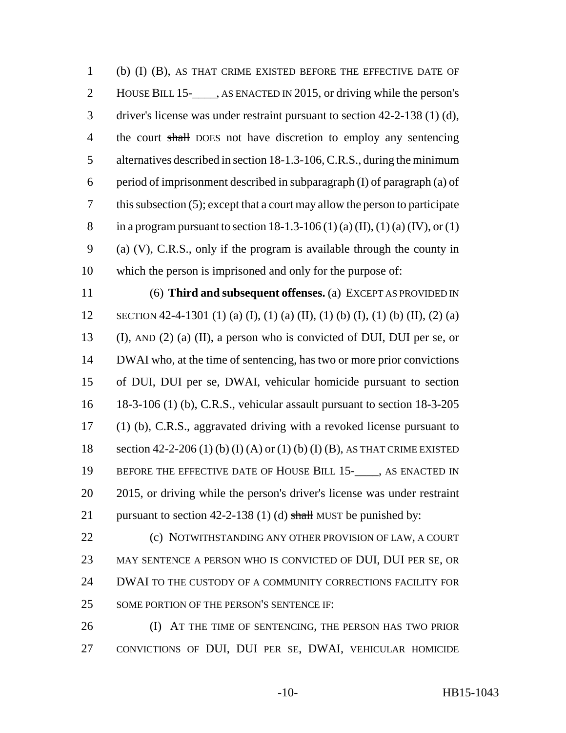(b) (I) (B), AS THAT CRIME EXISTED BEFORE THE EFFECTIVE DATE OF HOUSE BILL 15-____, AS ENACTED IN 2015, or driving while the person's driver's license was under restraint pursuant to section 42-2-138 (1) (d), the court ~~shall~~ DOES not have discretion to employ any sentencing alternatives described in section 18-1.3-106, C.R.S., during the minimum period of imprisonment described in subparagraph (I) of paragraph (a) of this subsection (5); except that a court may allow the person to participate in a program pursuant to section 18-1.3-106 (1) (a) (II), (1) (a) (IV), or (1) (a) (V), C.R.S., only if the program is available through the county in which the person is imprisoned and only for the purpose of:

(6) **Third and subsequent offenses.** (a) EXCEPT AS PROVIDED IN SECTION 42-4-1301 (1) (a) (I), (1) (a) (II), (1) (b) (I), (1) (b) (II), (2) (a) (I), AND (2) (a) (II), a person who is convicted of DUI, DUI per se, or DWAI who, at the time of sentencing, has two or more prior convictions of DUI, DUI per se, DWAI, vehicular homicide pursuant to section 18-3-106 (1) (b), C.R.S., vehicular assault pursuant to section 18-3-205 (1) (b), C.R.S., aggravated driving with a revoked license pursuant to section 42-2-206 (1) (b) (I) (A) or (1) (b) (I) (B), AS THAT CRIME EXISTED BEFORE THE EFFECTIVE DATE OF HOUSE BILL 15-____, AS ENACTED IN 2015, or driving while the person's driver's license was under restraint pursuant to section 42-2-138 (1) (d) ~~shall~~ MUST be punished by:

(c) NOTWITHSTANDING ANY OTHER PROVISION OF LAW, A COURT MAY SENTENCE A PERSON WHO IS CONVICTED OF DUI, DUI PER SE, OR DWAI TO THE CUSTODY OF A COMMUNITY CORRECTIONS FACILITY FOR SOME PORTION OF THE PERSON'S SENTENCE IF:

(I) AT THE TIME OF SENTENCING, THE PERSON HAS TWO PRIOR CONVICTIONS OF DUI, DUI PER SE, DWAI, VEHICULAR HOMICIDE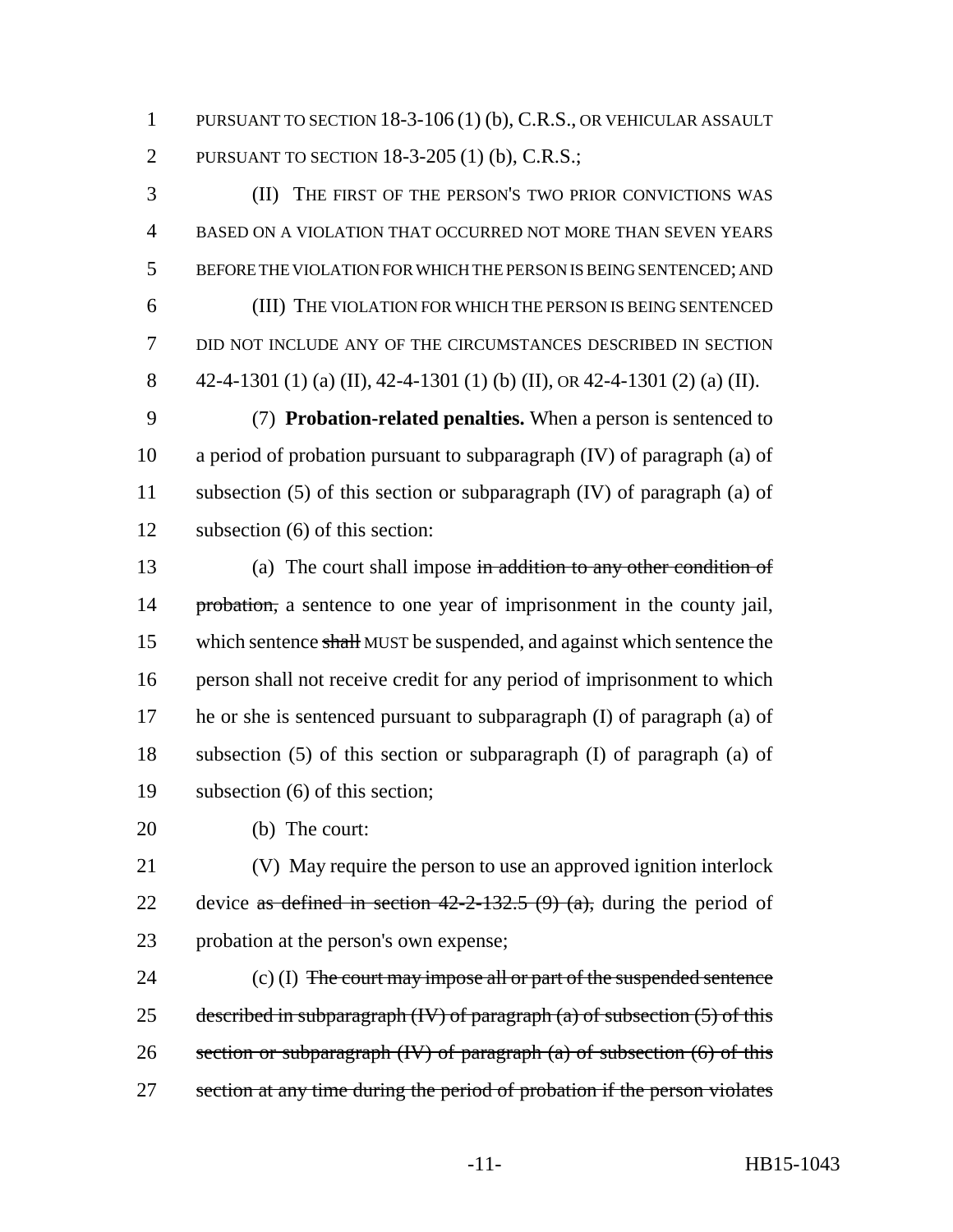PURSUANT TO SECTION 18-3-106 (1) (b), C.R.S., OR VEHICULAR ASSAULT PURSUANT TO SECTION 18-3-205 (1) (b), C.R.S.;

(II) THE FIRST OF THE PERSON'S TWO PRIOR CONVICTIONS WAS BASED ON A VIOLATION THAT OCCURRED NOT MORE THAN SEVEN YEARS BEFORE THE VIOLATION FOR WHICH THE PERSON IS BEING SENTENCED; AND

(III) THE VIOLATION FOR WHICH THE PERSON IS BEING SENTENCED DID NOT INCLUDE ANY OF THE CIRCUMSTANCES DESCRIBED IN SECTION 42-4-1301 (1) (a) (II), 42-4-1301 (1) (b) (II), OR 42-4-1301 (2) (a) (II).

(7) **Probation-related penalties.** When a person is sentenced to a period of probation pursuant to subparagraph (IV) of paragraph (a) of subsection (5) of this section or subparagraph (IV) of paragraph (a) of subsection (6) of this section:

(a) The court shall impose ~~in addition to any other condition of probation,~~ a sentence to one year of imprisonment in the county jail, which sentence ~~shall~~ MUST be suspended, and against which sentence the person shall not receive credit for any period of imprisonment to which he or she is sentenced pursuant to subparagraph (I) of paragraph (a) of subsection (5) of this section or subparagraph (I) of paragraph (a) of subsection (6) of this section;

(b) The court:

(V) May require the person to use an approved ignition interlock device ~~as defined in section 42-2-132.5 (9) (a),~~ during the period of probation at the person's own expense;

(c) (I) ~~The court may impose all or part of the suspended sentence described in subparagraph (IV) of paragraph (a) of subsection (5) of this section or subparagraph (IV) of paragraph (a) of subsection (6) of this section at any time during the period of probation if the person violates~~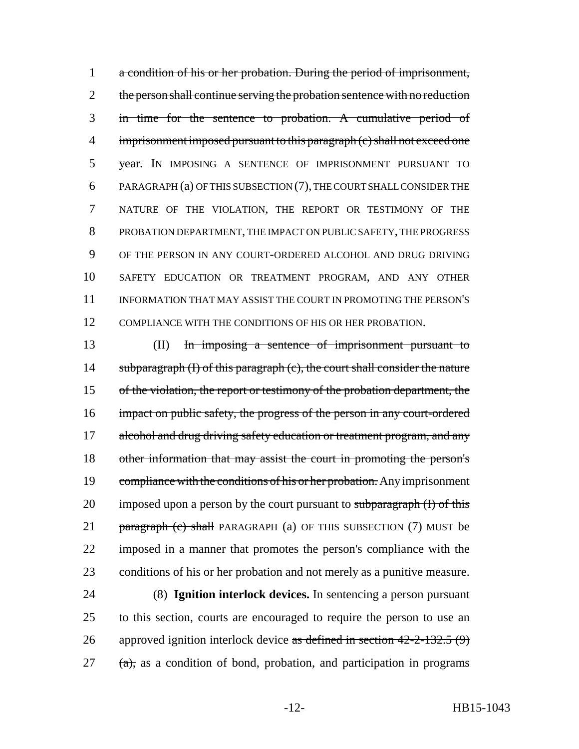a condition of his or her probation. During the period of imprisonment, the person shall continue serving the probation sentence with no reduction in time for the sentence to probation. A cumulative period of imprisonment imposed pursuant to this paragraph (c) shall not exceed one year. IN IMPOSING A SENTENCE OF IMPRISONMENT PURSUANT TO PARAGRAPH (a) OF THIS SUBSECTION (7), THE COURT SHALL CONSIDER THE NATURE OF THE VIOLATION, THE REPORT OR TESTIMONY OF THE PROBATION DEPARTMENT, THE IMPACT ON PUBLIC SAFETY, THE PROGRESS OF THE PERSON IN ANY COURT-ORDERED ALCOHOL AND DRUG DRIVING SAFETY EDUCATION OR TREATMENT PROGRAM, AND ANY OTHER INFORMATION THAT MAY ASSIST THE COURT IN PROMOTING THE PERSON'S COMPLIANCE WITH THE CONDITIONS OF HIS OR HER PROBATION.

(II) In imposing a sentence of imprisonment pursuant to subparagraph (I) of this paragraph (c), the court shall consider the nature of the violation, the report or testimony of the probation department, the impact on public safety, the progress of the person in any court-ordered alcohol and drug driving safety education or treatment program, and any other information that may assist the court in promoting the person's compliance with the conditions of his or her probation. Any imprisonment imposed upon a person by the court pursuant to subparagraph (I) of this paragraph (c) shall PARAGRAPH (a) OF THIS SUBSECTION (7) MUST be imposed in a manner that promotes the person's compliance with the conditions of his or her probation and not merely as a punitive measure.

(8) **Ignition interlock devices.** In sentencing a person pursuant to this section, courts are encouraged to require the person to use an approved ignition interlock device as defined in section 42-2-132.5 (9) (a), as a condition of bond, probation, and participation in programs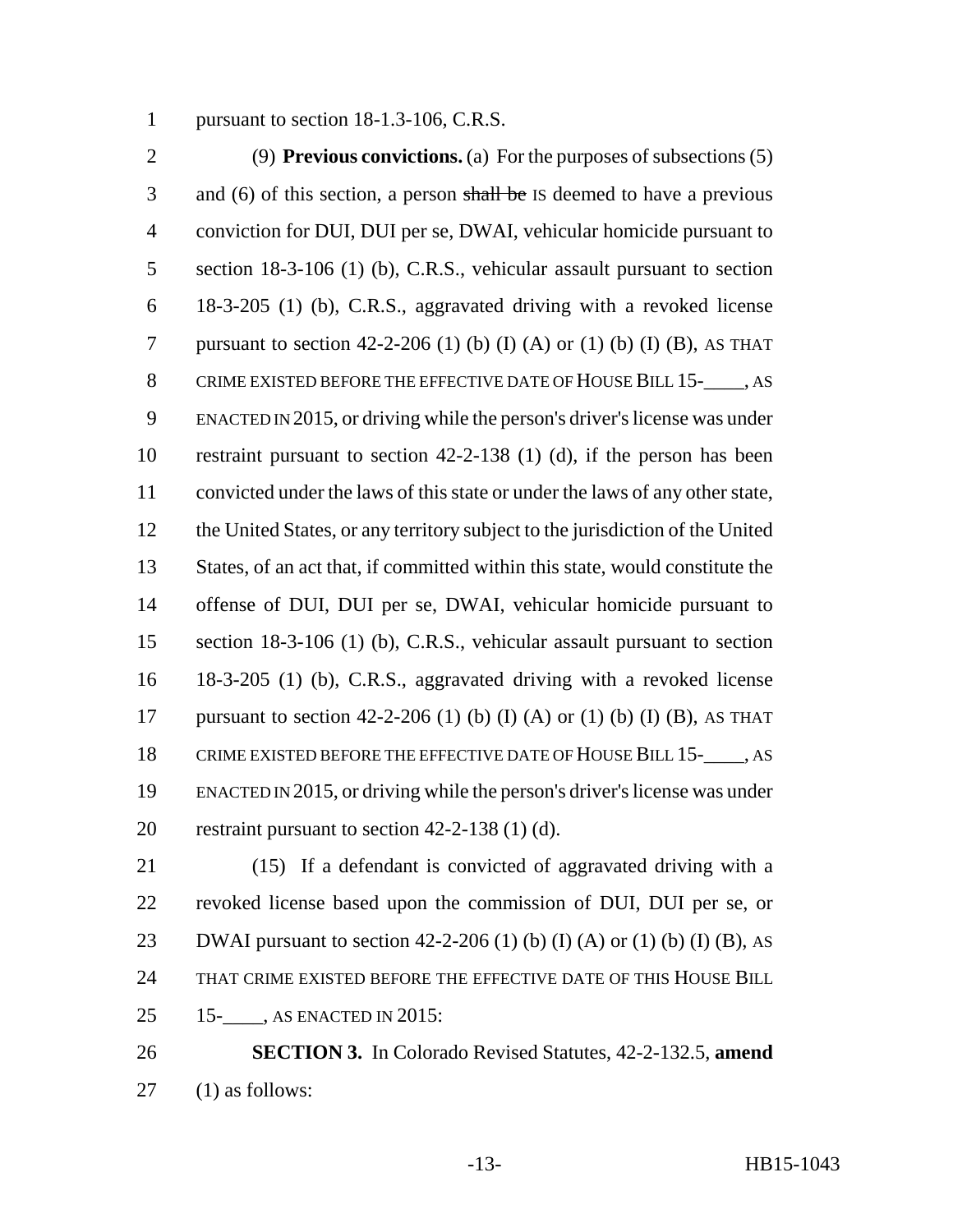pursuant to section 18-1.3-106, C.R.S.

(9) **Previous convictions.** (a) For the purposes of subsections (5) and (6) of this section, a person ~~shall be~~ IS deemed to have a previous conviction for DUI, DUI per se, DWAI, vehicular homicide pursuant to section 18-3-106 (1) (b), C.R.S., vehicular assault pursuant to section 18-3-205 (1) (b), C.R.S., aggravated driving with a revoked license pursuant to section 42-2-206 (1) (b) (I) (A) or (1) (b) (I) (B), AS THAT CRIME EXISTED BEFORE THE EFFECTIVE DATE OF HOUSE BILL 15-____, AS ENACTED IN 2015, or driving while the person's driver's license was under restraint pursuant to section 42-2-138 (1) (d), if the person has been convicted under the laws of this state or under the laws of any other state, the United States, or any territory subject to the jurisdiction of the United States, of an act that, if committed within this state, would constitute the offense of DUI, DUI per se, DWAI, vehicular homicide pursuant to section 18-3-106 (1) (b), C.R.S., vehicular assault pursuant to section 18-3-205 (1) (b), C.R.S., aggravated driving with a revoked license pursuant to section 42-2-206 (1) (b) (I) (A) or (1) (b) (I) (B), AS THAT CRIME EXISTED BEFORE THE EFFECTIVE DATE OF HOUSE BILL 15-____, AS ENACTED IN 2015, or driving while the person's driver's license was under restraint pursuant to section 42-2-138 (1) (d).

(15) If a defendant is convicted of aggravated driving with a revoked license based upon the commission of DUI, DUI per se, or DWAI pursuant to section 42-2-206 (1) (b) (I) (A) or (1) (b) (I) (B), AS THAT CRIME EXISTED BEFORE THE EFFECTIVE DATE OF THIS HOUSE BILL 15-____, AS ENACTED IN 2015:

**SECTION 3.** In Colorado Revised Statutes, 42-2-132.5, **amend** (1) as follows: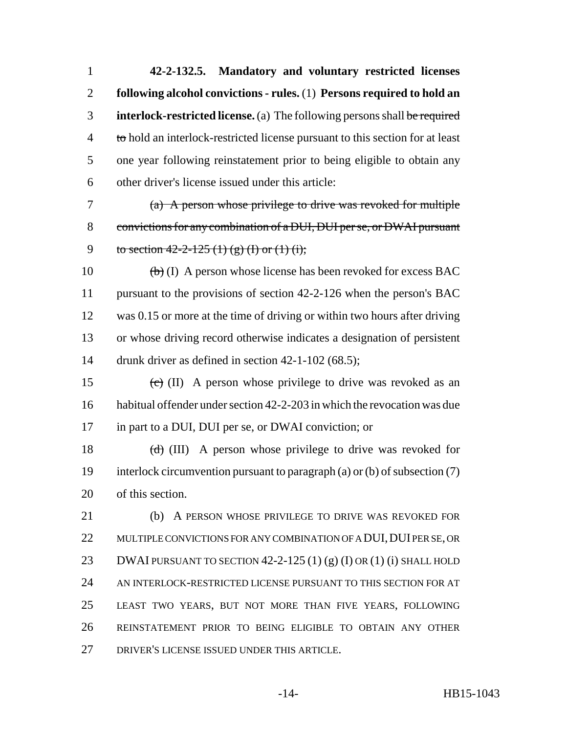**42-2-132.5. Mandatory and voluntary restricted licenses following alcohol convictions - rules.** (1) **Persons required to hold an interlock-restricted license.** (a) The following persons shall ~~be required to~~ hold an interlock-restricted license pursuant to this section for at least one year following reinstatement prior to being eligible to obtain any other driver's license issued under this article:

~~(a) A person whose privilege to drive was revoked for multiple convictions for any combination of a DUI, DUI per se, or DWAI pursuant to section 42-2-125 (1) (g) (I) or (1) (i);~~

~~(b)~~ (I) A person whose license has been revoked for excess BAC pursuant to the provisions of section 42-2-126 when the person's BAC was 0.15 or more at the time of driving or within two hours after driving or whose driving record otherwise indicates a designation of persistent drunk driver as defined in section 42-1-102 (68.5);

~~(c)~~ (II) A person whose privilege to drive was revoked as an habitual offender under section 42-2-203 in which the revocation was due in part to a DUI, DUI per se, or DWAI conviction; or

~~(d)~~ (III) A person whose privilege to drive was revoked for interlock circumvention pursuant to paragraph (a) or (b) of subsection (7) of this section.

(b) A PERSON WHOSE PRIVILEGE TO DRIVE WAS REVOKED FOR MULTIPLE CONVICTIONS FOR ANY COMBINATION OF A DUI, DUI PER SE, OR DWAI PURSUANT TO SECTION 42-2-125 (1) (g) (I) OR (1) (i) SHALL HOLD AN INTERLOCK-RESTRICTED LICENSE PURSUANT TO THIS SECTION FOR AT LEAST TWO YEARS, BUT NOT MORE THAN FIVE YEARS, FOLLOWING REINSTATEMENT PRIOR TO BEING ELIGIBLE TO OBTAIN ANY OTHER DRIVER'S LICENSE ISSUED UNDER THIS ARTICLE.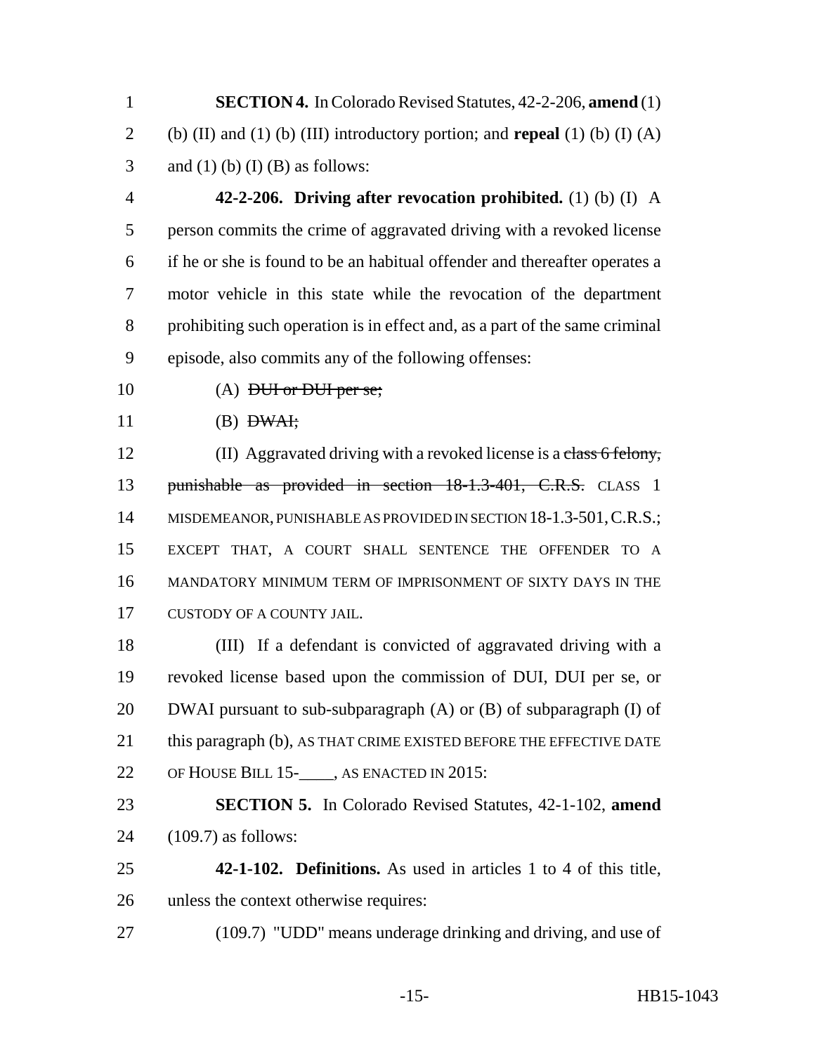**SECTION 4.** In Colorado Revised Statutes, 42-2-206, **amend** (1) (b) (II) and (1) (b) (III) introductory portion; and **repeal** (1) (b) (I) (A) and (1) (b) (I) (B) as follows:

**42-2-206. Driving after revocation prohibited.** (1) (b) (I) A person commits the crime of aggravated driving with a revoked license if he or she is found to be an habitual offender and thereafter operates a motor vehicle in this state while the revocation of the department prohibiting such operation is in effect and, as a part of the same criminal episode, also commits any of the following offenses:

(A) ~~DUI or DUI per se;~~

(B) ~~DWAI;~~

(II) Aggravated driving with a revoked license is a ~~class 6 felony, punishable as provided in section 18-1.3-401, C.R.S.~~ CLASS 1 MISDEMEANOR, PUNISHABLE AS PROVIDED IN SECTION 18-1.3-501, C.R.S.; EXCEPT THAT, A COURT SHALL SENTENCE THE OFFENDER TO A MANDATORY MINIMUM TERM OF IMPRISONMENT OF SIXTY DAYS IN THE CUSTODY OF A COUNTY JAIL.

(III) If a defendant is convicted of aggravated driving with a revoked license based upon the commission of DUI, DUI per se, or DWAI pursuant to sub-subparagraph (A) or (B) of subparagraph (I) of this paragraph (b), AS THAT CRIME EXISTED BEFORE THE EFFECTIVE DATE OF HOUSE BILL 15-____, AS ENACTED IN 2015:

**SECTION 5.** In Colorado Revised Statutes, 42-1-102, **amend** (109.7) as follows:

**42-1-102. Definitions.** As used in articles 1 to 4 of this title, unless the context otherwise requires:

(109.7) "UDD" means underage drinking and driving, and use of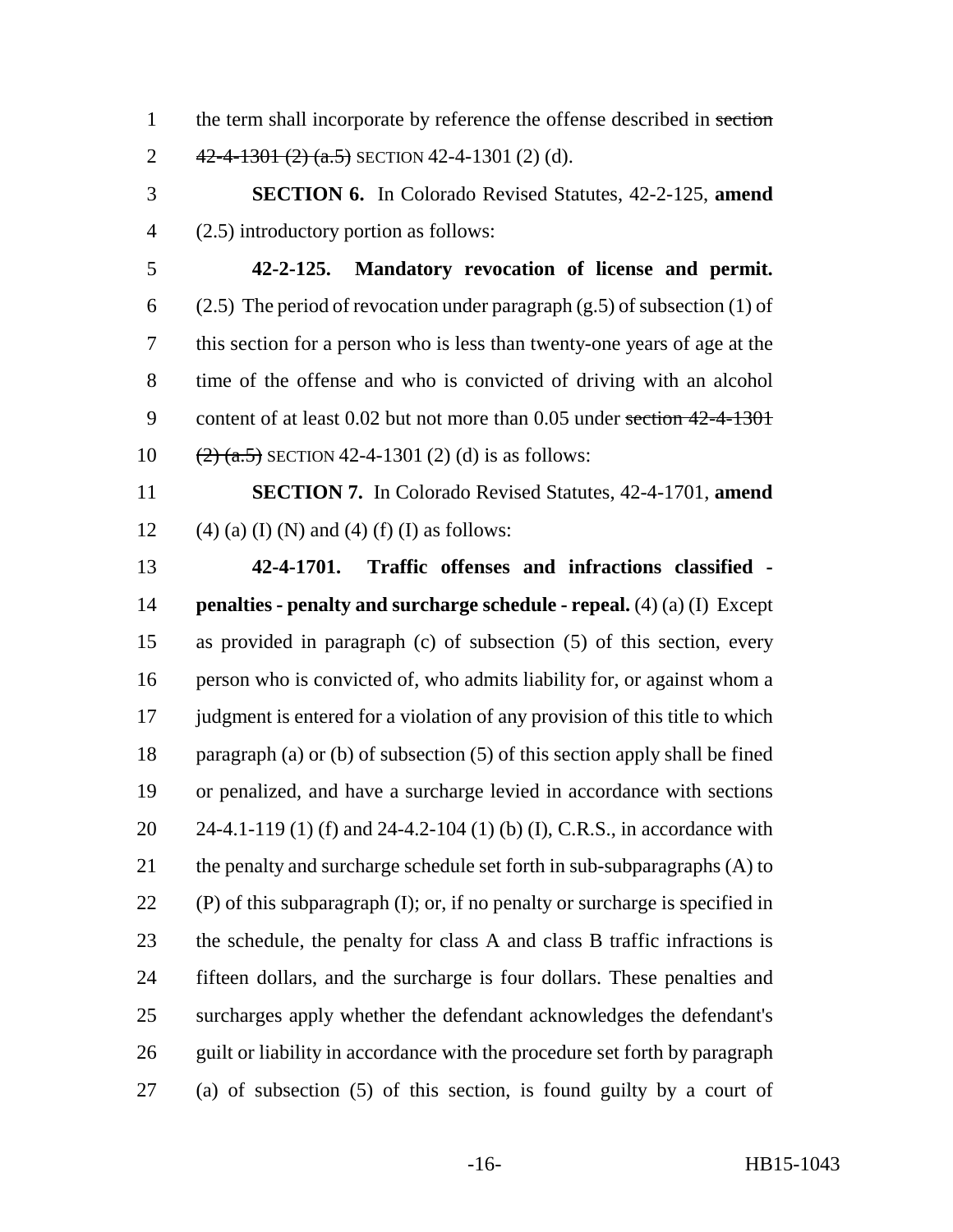the term shall incorporate by reference the offense described in ~~section 42-4-1301 (2) (a.5)~~ SECTION 42-4-1301 (2) (d).

**SECTION 6.** In Colorado Revised Statutes, 42-2-125, **amend** (2.5) introductory portion as follows:

**42-2-125. Mandatory revocation of license and permit.** (2.5) The period of revocation under paragraph (g.5) of subsection (1) of this section for a person who is less than twenty-one years of age at the time of the offense and who is convicted of driving with an alcohol content of at least 0.02 but not more than 0.05 under ~~section 42-4-1301 (2) (a.5)~~ SECTION 42-4-1301 (2) (d) is as follows:

**SECTION 7.** In Colorado Revised Statutes, 42-4-1701, **amend** (4) (a) (I) (N) and (4) (f) (I) as follows:

**42-4-1701. Traffic offenses and infractions classified - penalties - penalty and surcharge schedule - repeal.** (4) (a) (I) Except as provided in paragraph (c) of subsection (5) of this section, every person who is convicted of, who admits liability for, or against whom a judgment is entered for a violation of any provision of this title to which paragraph (a) or (b) of subsection (5) of this section apply shall be fined or penalized, and have a surcharge levied in accordance with sections 24-4.1-119 (1) (f) and 24-4.2-104 (1) (b) (I), C.R.S., in accordance with the penalty and surcharge schedule set forth in sub-subparagraphs (A) to (P) of this subparagraph (I); or, if no penalty or surcharge is specified in the schedule, the penalty for class A and class B traffic infractions is fifteen dollars, and the surcharge is four dollars. These penalties and surcharges apply whether the defendant acknowledges the defendant's guilt or liability in accordance with the procedure set forth by paragraph (a) of subsection (5) of this section, is found guilty by a court of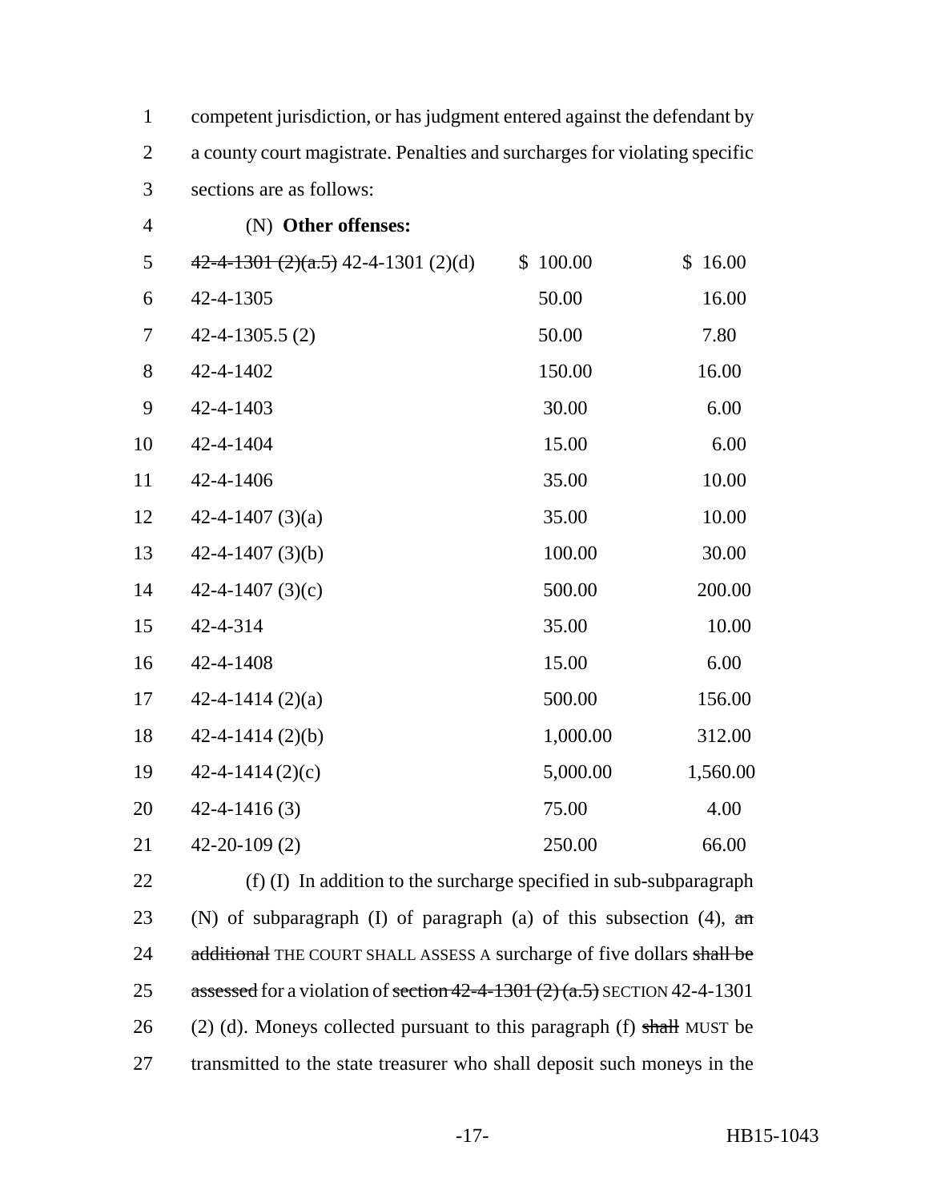competent jurisdiction, or has judgment entered against the defendant by a county court magistrate. Penalties and surcharges for violating specific sections are as follows:

(N) **Other offenses:**

| | | |
|---|---|---|
| ~~42-4-1301 (2)(a.5)~~ 42-4-1301 (2)(d) | $ 100.00 | $ 16.00 |
| 42-4-1305 | 50.00 | 16.00 |
| 42-4-1305.5 (2) | 50.00 | 7.80 |
| 42-4-1402 | 150.00 | 16.00 |
| 42-4-1403 | 30.00 | 6.00 |
| 42-4-1404 | 15.00 | 6.00 |
| 42-4-1406 | 35.00 | 10.00 |
| 42-4-1407 (3)(a) | 35.00 | 10.00 |
| 42-4-1407 (3)(b) | 100.00 | 30.00 |
| 42-4-1407 (3)(c) | 500.00 | 200.00 |
| 42-4-314 | 35.00 | 10.00 |
| 42-4-1408 | 15.00 | 6.00 |
| 42-4-1414 (2)(a) | 500.00 | 156.00 |
| 42-4-1414 (2)(b) | 1,000.00 | 312.00 |
| 42-4-1414 (2)(c) | 5,000.00 | 1,560.00 |
| 42-4-1416 (3) | 75.00 | 4.00 |
| 42-20-109 (2) | 250.00 | 66.00 |

(f) (I) In addition to the surcharge specified in sub-subparagraph (N) of subparagraph (I) of paragraph (a) of this subsection (4), ~~an additional~~ THE COURT SHALL ASSESS A surcharge of five dollars ~~shall be assessed~~ for a violation of ~~section 42-4-1301 (2) (a.5)~~ SECTION 42-4-1301 (2) (d). Moneys collected pursuant to this paragraph (f) ~~shall~~ MUST be transmitted to the state treasurer who shall deposit such moneys in the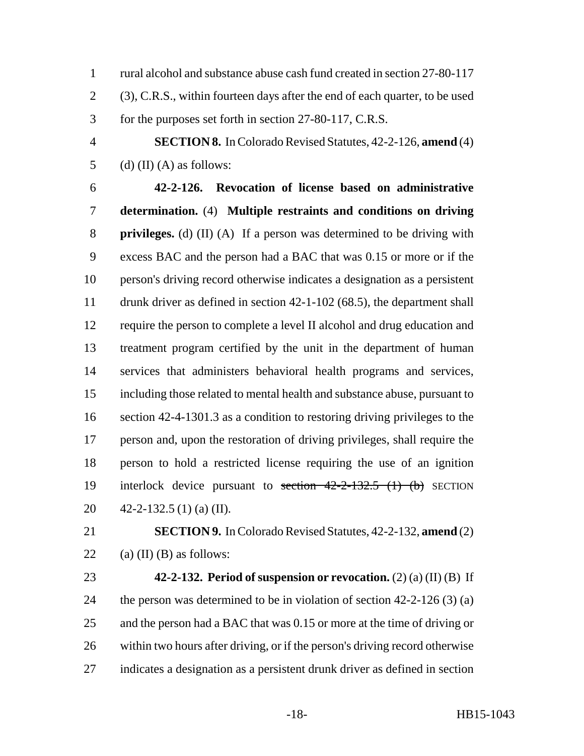rural alcohol and substance abuse cash fund created in section 27-80-117 (3), C.R.S., within fourteen days after the end of each quarter, to be used for the purposes set forth in section 27-80-117, C.R.S.

**SECTION 8.** In Colorado Revised Statutes, 42-2-126, **amend** (4) (d) (II) (A) as follows:

**42-2-126. Revocation of license based on administrative determination.** (4) **Multiple restraints and conditions on driving privileges.** (d) (II) (A) If a person was determined to be driving with excess BAC and the person had a BAC that was 0.15 or more or if the person's driving record otherwise indicates a designation as a persistent drunk driver as defined in section 42-1-102 (68.5), the department shall require the person to complete a level II alcohol and drug education and treatment program certified by the unit in the department of human services that administers behavioral health programs and services, including those related to mental health and substance abuse, pursuant to section 42-4-1301.3 as a condition to restoring driving privileges to the person and, upon the restoration of driving privileges, shall require the person to hold a restricted license requiring the use of an ignition interlock device pursuant to ~~section 42-2-132.5 (1) (b)~~ SECTION 42-2-132.5 (1) (a) (II).

**SECTION 9.** In Colorado Revised Statutes, 42-2-132, **amend** (2) (a) (II) (B) as follows:

**42-2-132. Period of suspension or revocation.** (2) (a) (II) (B) If the person was determined to be in violation of section 42-2-126 (3) (a) and the person had a BAC that was 0.15 or more at the time of driving or within two hours after driving, or if the person's driving record otherwise indicates a designation as a persistent drunk driver as defined in section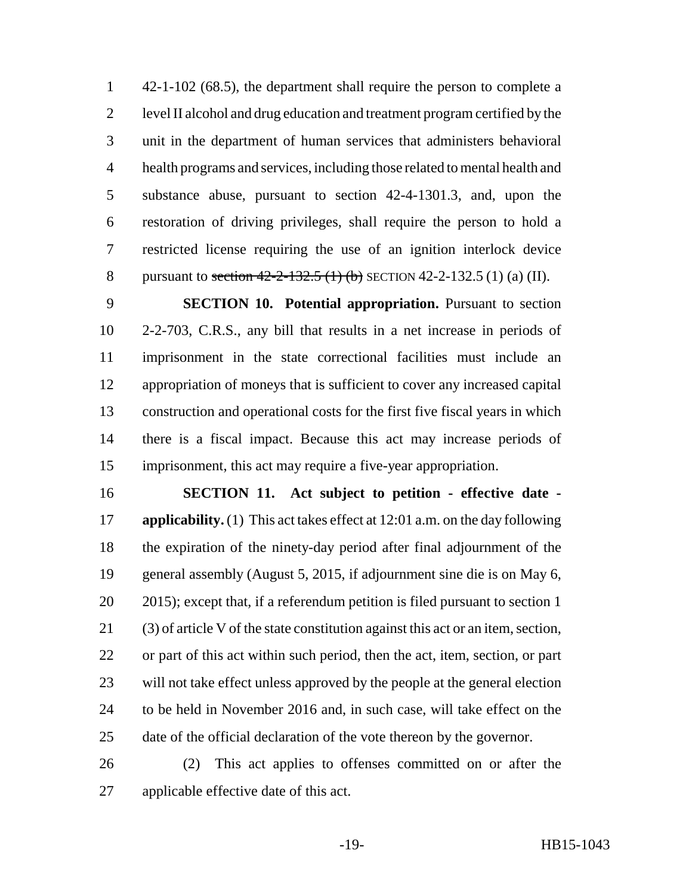42-1-102 (68.5), the department shall require the person to complete a level II alcohol and drug education and treatment program certified by the unit in the department of human services that administers behavioral health programs and services, including those related to mental health and substance abuse, pursuant to section 42-4-1301.3, and, upon the restoration of driving privileges, shall require the person to hold a restricted license requiring the use of an ignition interlock device pursuant to ~~section 42-2-132.5 (1) (b)~~ SECTION 42-2-132.5 (1) (a) (II).

**SECTION 10. Potential appropriation.** Pursuant to section 2-2-703, C.R.S., any bill that results in a net increase in periods of imprisonment in the state correctional facilities must include an appropriation of moneys that is sufficient to cover any increased capital construction and operational costs for the first five fiscal years in which there is a fiscal impact. Because this act may increase periods of imprisonment, this act may require a five-year appropriation.

**SECTION 11. Act subject to petition - effective date - applicability.** (1) This act takes effect at 12:01 a.m. on the day following the expiration of the ninety-day period after final adjournment of the general assembly (August 5, 2015, if adjournment sine die is on May 6, 2015); except that, if a referendum petition is filed pursuant to section 1 (3) of article V of the state constitution against this act or an item, section, or part of this act within such period, then the act, item, section, or part will not take effect unless approved by the people at the general election to be held in November 2016 and, in such case, will take effect on the date of the official declaration of the vote thereon by the governor.

(2) This act applies to offenses committed on or after the applicable effective date of this act.